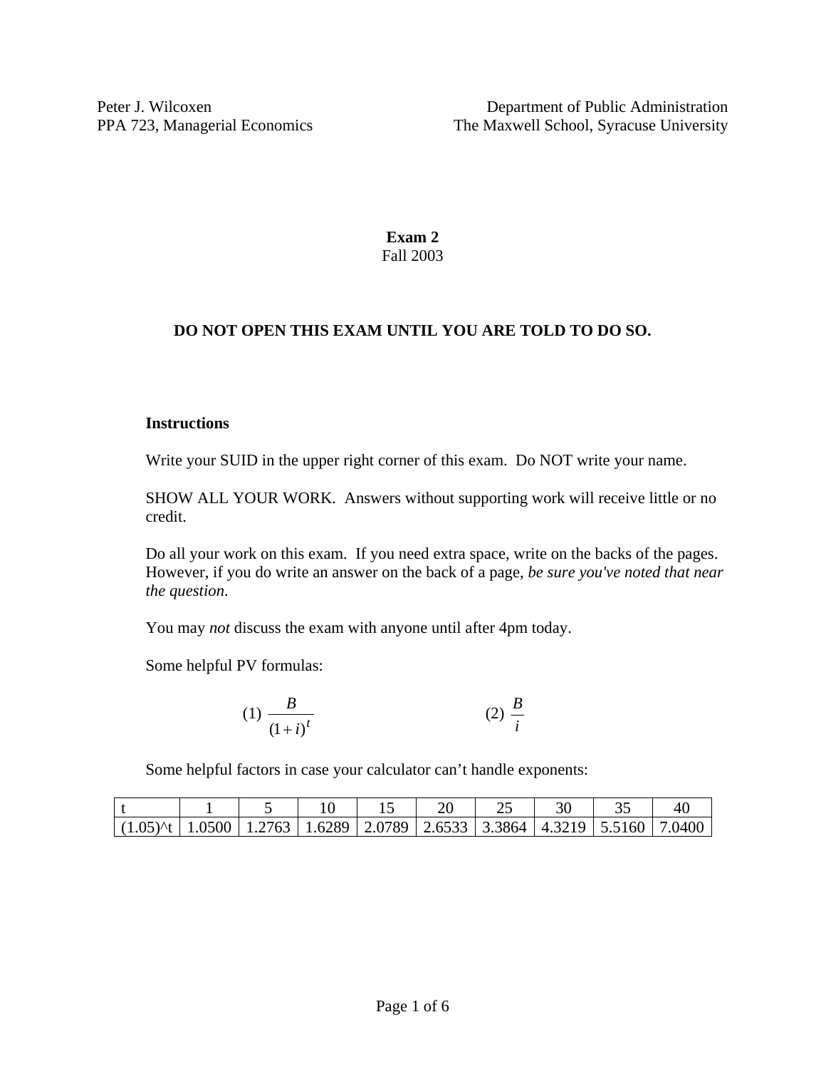Peter J. Wilcoxen
PPA 723, Managerial Economics

Department of Public Administration
The Maxwell School, Syracuse University

# Exam 2
Fall 2003

**DO NOT OPEN THIS EXAM UNTIL YOU ARE TOLD TO DO SO.**

**Instructions**

Write your SUID in the upper right corner of this exam. Do NOT write your name.

SHOW ALL YOUR WORK. Answers without supporting work will receive little or no credit.

Do all your work on this exam. If you need extra space, write on the backs of the pages. However, if you do write an answer on the back of a page, *be sure you've noted that near the question*.

You may *not* discuss the exam with anyone until after 4pm today.

Some helpful PV formulas:

(1) $\frac{B}{(1+i)^t}$  (2) $\frac{B}{i}$

Some helpful factors in case your calculator can't handle exponents:

| t | 1 | 5 | 10 | 15 | 20 | 25 | 30 | 35 | 40 |
|---|---|---|---|---|---|---|---|---|---|
| (1.05)^t | 1.0500 | 1.2763 | 1.6289 | 2.0789 | 2.6533 | 3.3864 | 4.3219 | 5.5160 | 7.0400 |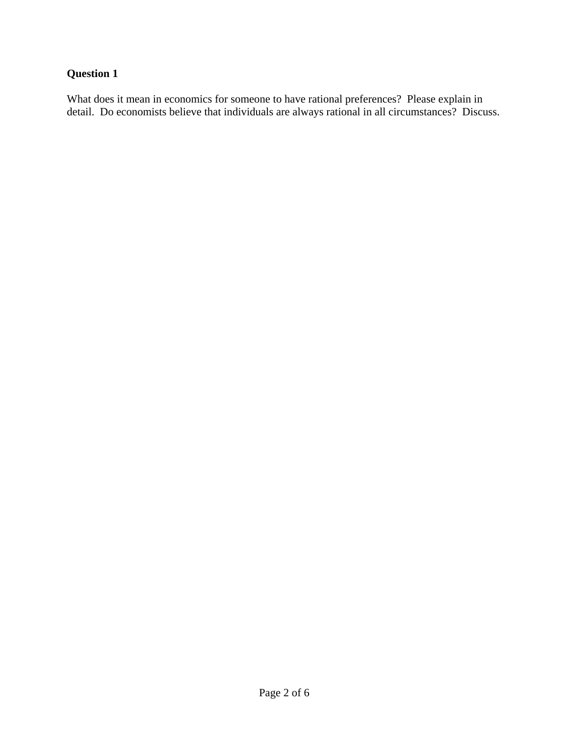**Question 1**

What does it mean in economics for someone to have rational preferences? Please explain in detail. Do economists believe that individuals are always rational in all circumstances? Discuss.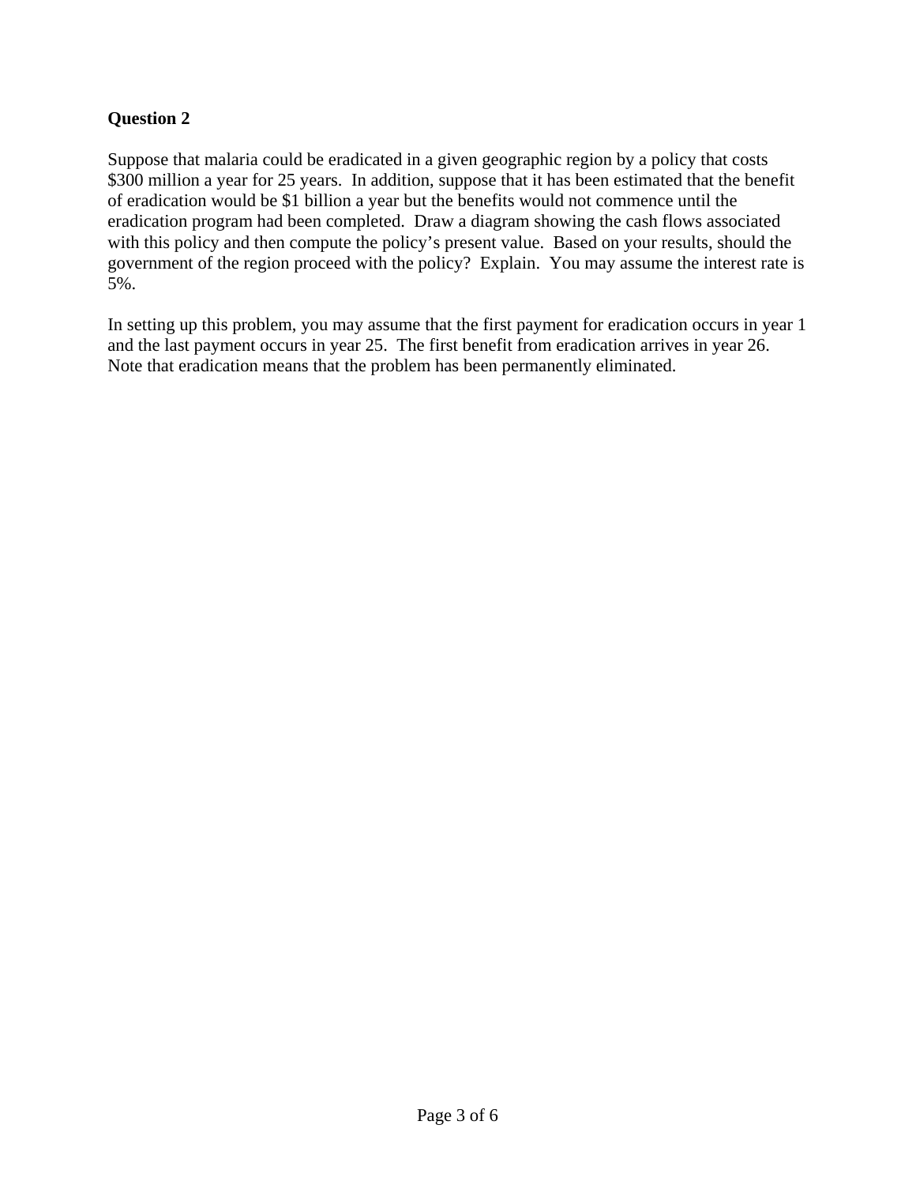**Question 2**

Suppose that malaria could be eradicated in a given geographic region by a policy that costs $300 million a year for 25 years. In addition, suppose that it has been estimated that the benefit of eradication would be $1 billion a year but the benefits would not commence until the eradication program had been completed. Draw a diagram showing the cash flows associated with this policy and then compute the policy's present value. Based on your results, should the government of the region proceed with the policy? Explain. You may assume the interest rate is 5%.

In setting up this problem, you may assume that the first payment for eradication occurs in year 1 and the last payment occurs in year 25. The first benefit from eradication arrives in year 26. Note that eradication means that the problem has been permanently eliminated.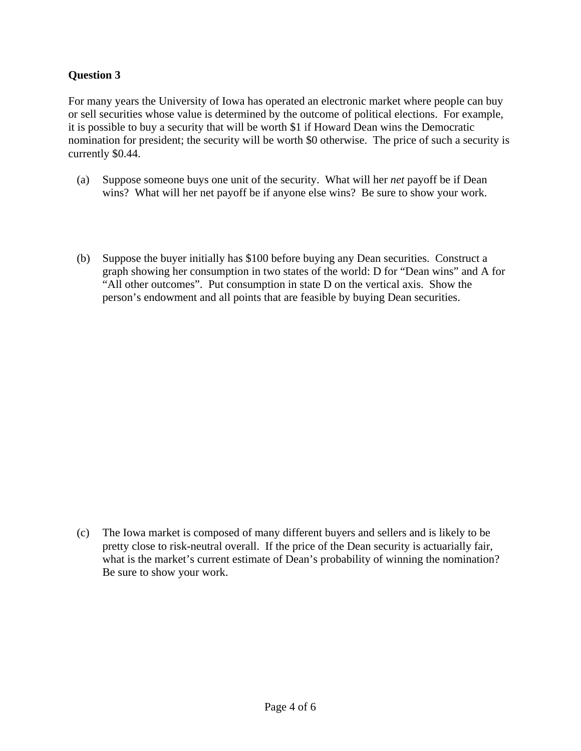**Question 3**

For many years the University of Iowa has operated an electronic market where people can buy or sell securities whose value is determined by the outcome of political elections. For example, it is possible to buy a security that will be worth $1 if Howard Dean wins the Democratic nomination for president; the security will be worth $0 otherwise. The price of such a security is currently $0.44.

(a) Suppose someone buys one unit of the security. What will her *net* payoff be if Dean wins? What will her net payoff be if anyone else wins? Be sure to show your work.

(b) Suppose the buyer initially has $100 before buying any Dean securities. Construct a graph showing her consumption in two states of the world: D for "Dean wins" and A for "All other outcomes". Put consumption in state D on the vertical axis. Show the person's endowment and all points that are feasible by buying Dean securities.

(c) The Iowa market is composed of many different buyers and sellers and is likely to be pretty close to risk-neutral overall. If the price of the Dean security is actuarially fair, what is the market's current estimate of Dean's probability of winning the nomination? Be sure to show your work.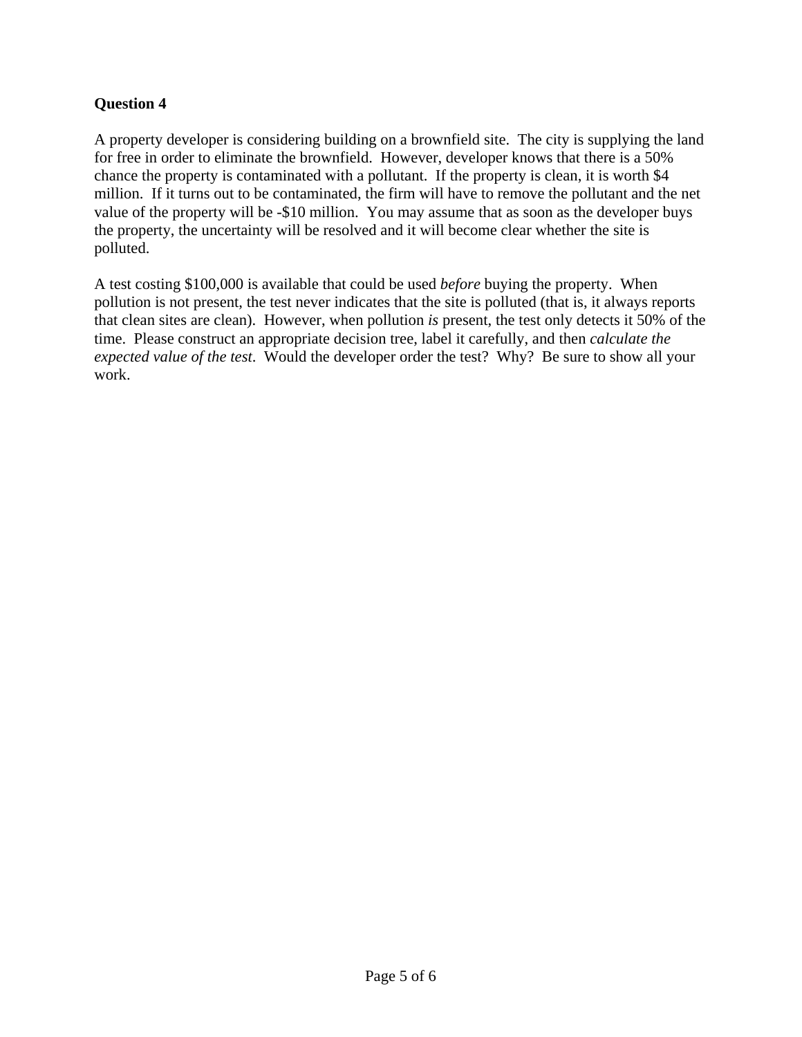**Question 4**

A property developer is considering building on a brownfield site. The city is supplying the land for free in order to eliminate the brownfield. However, developer knows that there is a 50% chance the property is contaminated with a pollutant. If the property is clean, it is worth $4 million. If it turns out to be contaminated, the firm will have to remove the pollutant and the net value of the property will be -$10 million. You may assume that as soon as the developer buys the property, the uncertainty will be resolved and it will become clear whether the site is polluted.

A test costing $100,000 is available that could be used *before* buying the property. When pollution is not present, the test never indicates that the site is polluted (that is, it always reports that clean sites are clean). However, when pollution *is* present, the test only detects it 50% of the time. Please construct an appropriate decision tree, label it carefully, and then *calculate the expected value of the test*. Would the developer order the test? Why? Be sure to show all your work.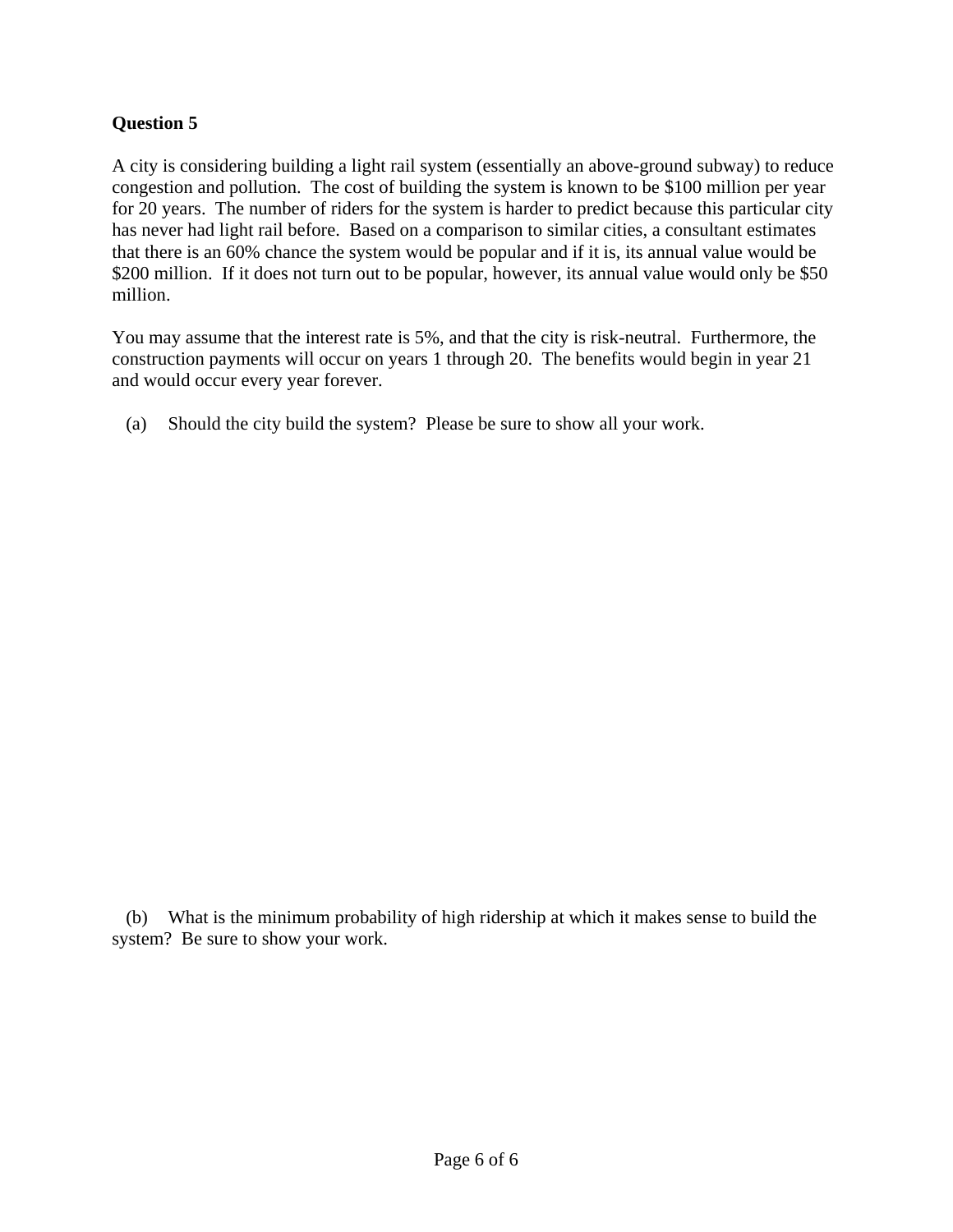**Question 5**

A city is considering building a light rail system (essentially an above-ground subway) to reduce congestion and pollution. The cost of building the system is known to be $100 million per year for 20 years. The number of riders for the system is harder to predict because this particular city has never had light rail before. Based on a comparison to similar cities, a consultant estimates that there is an 60% chance the system would be popular and if it is, its annual value would be $200 million. If it does not turn out to be popular, however, its annual value would only be $50 million.

You may assume that the interest rate is 5%, and that the city is risk-neutral. Furthermore, the construction payments will occur on years 1 through 20. The benefits would begin in year 21 and would occur every year forever.

(a) Should the city build the system? Please be sure to show all your work.

(b) What is the minimum probability of high ridership at which it makes sense to build the system? Be sure to show your work.